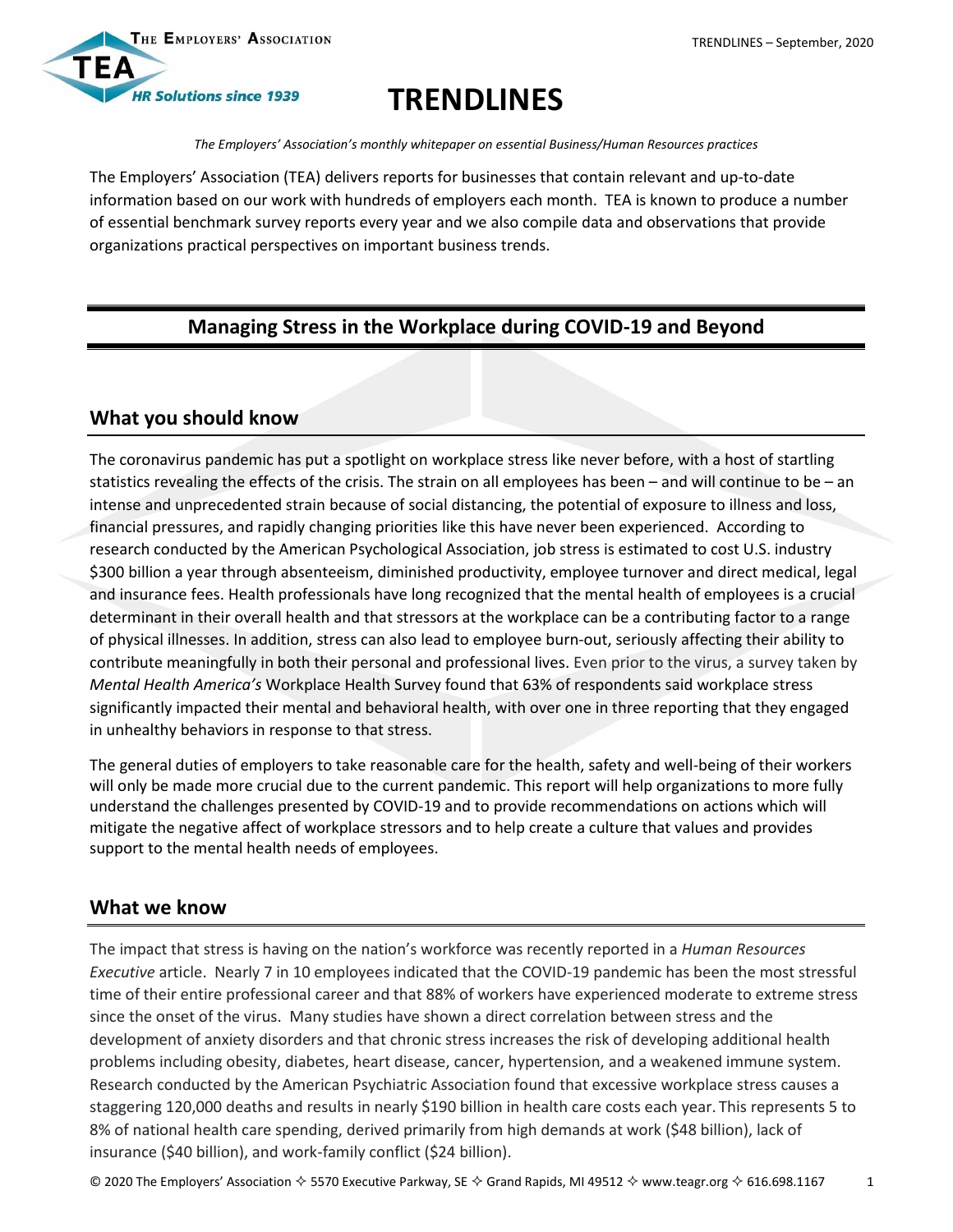# TRENDLINES

*The Employers' Association's monthly whitepaper on essential Business/Human Resources practices*

The Employers' Association (TEA) delivers reports for businesses that contain relevant and up-to-date information based on our work with hundreds of employers each month. TEA is known to produce a number of essential benchmark survey reports every year and we also compile data and observations that provide organizations practical perspectives on important business trends.

## Managing Stress in the Workplace during COVID-19 and Beyond

### What you should know

The coronavirus pandemic has put a spotlight on workplace stress like never before, with a host of startling statistics revealing the effects of the crisis. The strain on all employees has been – and will continue to be – an intense and unprecedented strain because of social distancing, the potential of exposure to illness and loss, financial pressures, and rapidly changing priorities like this have never been experienced. According to research conducted by the American Psychological Association, job stress is estimated to cost U.S. industry $300 billion a year through absenteeism, diminished productivity, employee turnover and direct medical, legal and insurance fees. Health professionals have long recognized that the mental health of employees is a crucial determinant in their overall health and that stressors at the workplace can be a contributing factor to a range of physical illnesses. In addition, stress can also lead to employee burn-out, seriously affecting their ability to contribute meaningfully in both their personal and professional lives. Even prior to the virus, a survey taken by *Mental Health America's* Workplace Health Survey found that 63% of respondents said workplace stress significantly impacted their mental and behavioral health, with over one in three reporting that they engaged in unhealthy behaviors in response to that stress.

The general duties of employers to take reasonable care for the health, safety and well-being of their workers will only be made more crucial due to the current pandemic. This report will help organizations to more fully understand the challenges presented by COVID-19 and to provide recommendations on actions which will mitigate the negative affect of workplace stressors and to help create a culture that values and provides support to the mental health needs of employees.

### What we know

The impact that stress is having on the nation's workforce was recently reported in a *Human Resources Executive* article. Nearly 7 in 10 employees indicated that the COVID-19 pandemic has been the most stressful time of their entire professional career and that 88% of workers have experienced moderate to extreme stress since the onset of the virus. Many studies have shown a direct correlation between stress and the development of anxiety disorders and that chronic stress increases the risk of developing additional health problems including obesity, diabetes, heart disease, cancer, hypertension, and a weakened immune system. Research conducted by the American Psychiatric Association found that excessive workplace stress causes a staggering 120,000 deaths and results in nearly $190 billion in health care costs each year. This represents 5 to 8% of national health care spending, derived primarily from high demands at work ($48 billion), lack of insurance ($40 billion), and work-family conflict ($24 billion).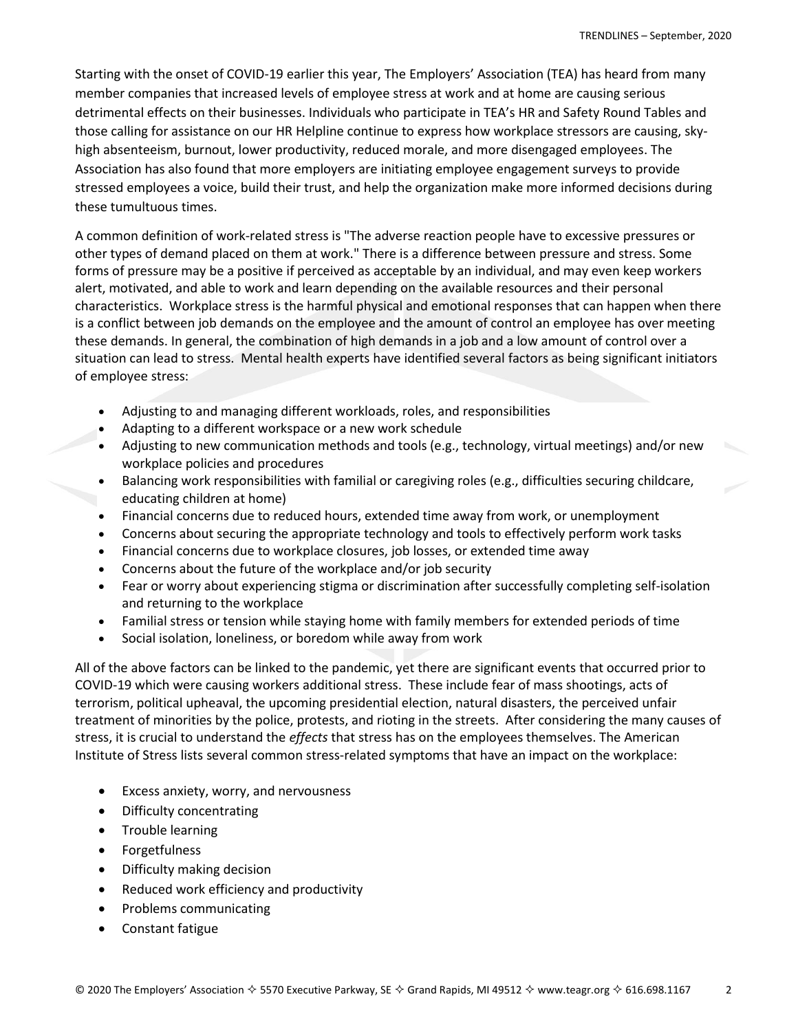Starting with the onset of COVID-19 earlier this year, The Employers' Association (TEA) has heard from many member companies that increased levels of employee stress at work and at home are causing serious detrimental effects on their businesses. Individuals who participate in TEA's HR and Safety Round Tables and those calling for assistance on our HR Helpline continue to express how workplace stressors are causing, sky-high absenteeism, burnout, lower productivity, reduced morale, and more disengaged employees. The Association has also found that more employers are initiating employee engagement surveys to provide stressed employees a voice, build their trust, and help the organization make more informed decisions during these tumultuous times.

A common definition of work-related stress is "The adverse reaction people have to excessive pressures or other types of demand placed on them at work." There is a difference between pressure and stress. Some forms of pressure may be a positive if perceived as acceptable by an individual, and may even keep workers alert, motivated, and able to work and learn depending on the available resources and their personal characteristics. Workplace stress is the harmful physical and emotional responses that can happen when there is a conflict between job demands on the employee and the amount of control an employee has over meeting these demands. In general, the combination of high demands in a job and a low amount of control over a situation can lead to stress. Mental health experts have identified several factors as being significant initiators of employee stress:

- Adjusting to and managing different workloads, roles, and responsibilities
- Adapting to a different workspace or a new work schedule
- Adjusting to new communication methods and tools (e.g., technology, virtual meetings) and/or new workplace policies and procedures
- Balancing work responsibilities with familial or caregiving roles (e.g., difficulties securing childcare, educating children at home)
- Financial concerns due to reduced hours, extended time away from work, or unemployment
- Concerns about securing the appropriate technology and tools to effectively perform work tasks
- Financial concerns due to workplace closures, job losses, or extended time away
- Concerns about the future of the workplace and/or job security
- Fear or worry about experiencing stigma or discrimination after successfully completing self-isolation and returning to the workplace
- Familial stress or tension while staying home with family members for extended periods of time
- Social isolation, loneliness, or boredom while away from work

All of the above factors can be linked to the pandemic, yet there are significant events that occurred prior to COVID-19 which were causing workers additional stress. These include fear of mass shootings, acts of terrorism, political upheaval, the upcoming presidential election, natural disasters, the perceived unfair treatment of minorities by the police, protests, and rioting in the streets. After considering the many causes of stress, it is crucial to understand the *effects* that stress has on the employees themselves. The American Institute of Stress lists several common stress-related symptoms that have an impact on the workplace:

- Excess anxiety, worry, and nervousness
- Difficulty concentrating
- Trouble learning
- Forgetfulness
- Difficulty making decision
- Reduced work efficiency and productivity
- Problems communicating
- Constant fatigue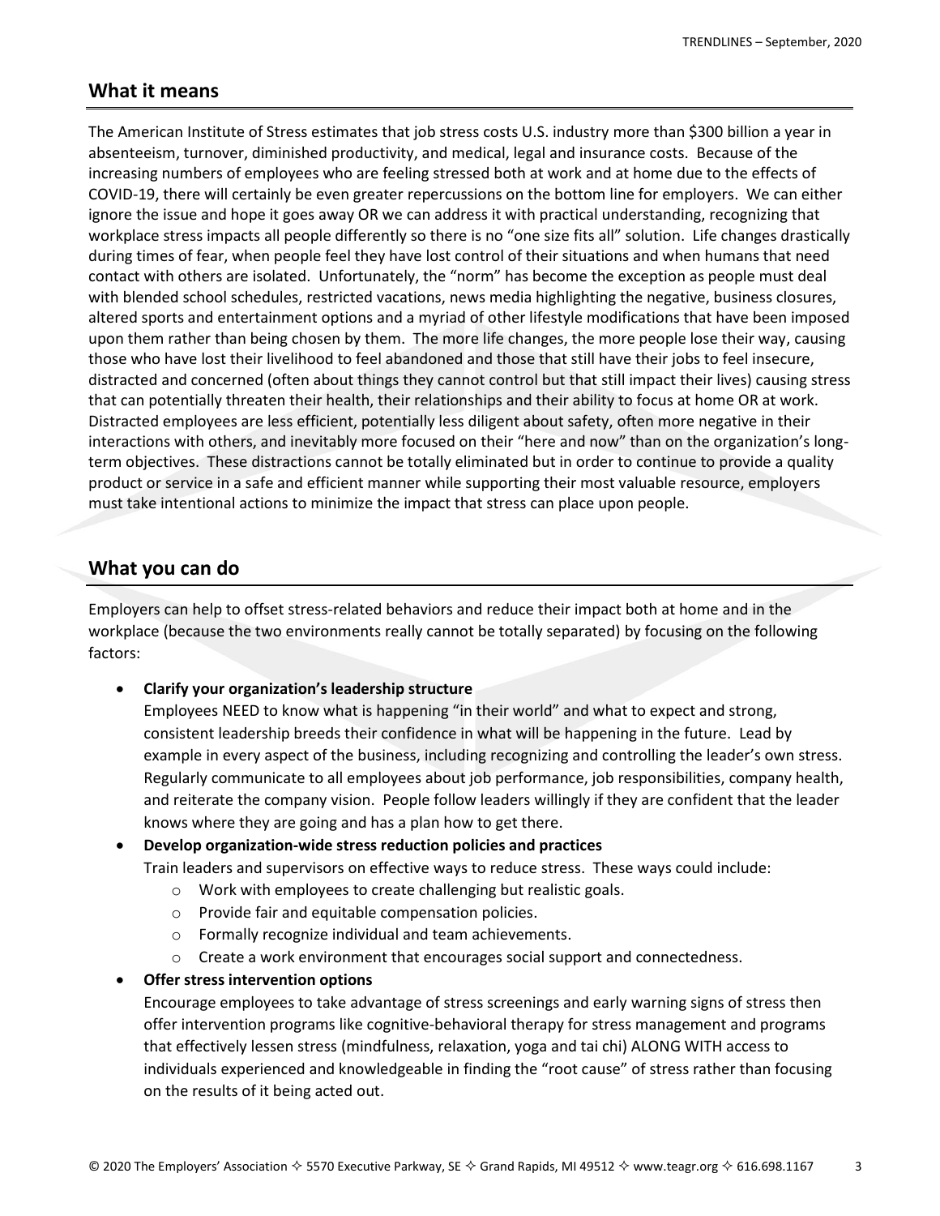## What it means

The American Institute of Stress estimates that job stress costs U.S. industry more than $300 billion a year in absenteeism, turnover, diminished productivity, and medical, legal and insurance costs. Because of the increasing numbers of employees who are feeling stressed both at work and at home due to the effects of COVID-19, there will certainly be even greater repercussions on the bottom line for employers. We can either ignore the issue and hope it goes away OR we can address it with practical understanding, recognizing that workplace stress impacts all people differently so there is no "one size fits all" solution. Life changes drastically during times of fear, when people feel they have lost control of their situations and when humans that need contact with others are isolated. Unfortunately, the "norm" has become the exception as people must deal with blended school schedules, restricted vacations, news media highlighting the negative, business closures, altered sports and entertainment options and a myriad of other lifestyle modifications that have been imposed upon them rather than being chosen by them. The more life changes, the more people lose their way, causing those who have lost their livelihood to feel abandoned and those that still have their jobs to feel insecure, distracted and concerned (often about things they cannot control but that still impact their lives) causing stress that can potentially threaten their health, their relationships and their ability to focus at home OR at work. Distracted employees are less efficient, potentially less diligent about safety, often more negative in their interactions with others, and inevitably more focused on their "here and now" than on the organization's long-term objectives. These distractions cannot be totally eliminated but in order to continue to provide a quality product or service in a safe and efficient manner while supporting their most valuable resource, employers must take intentional actions to minimize the impact that stress can place upon people.

## What you can do

Employers can help to offset stress-related behaviors and reduce their impact both at home and in the workplace (because the two environments really cannot be totally separated) by focusing on the following factors:

- **Clarify your organization's leadership structure**
  Employees NEED to know what is happening "in their world" and what to expect and strong, consistent leadership breeds their confidence in what will be happening in the future. Lead by example in every aspect of the business, including recognizing and controlling the leader's own stress. Regularly communicate to all employees about job performance, job responsibilities, company health, and reiterate the company vision. People follow leaders willingly if they are confident that the leader knows where they are going and has a plan how to get there.
- **Develop organization-wide stress reduction policies and practices**
  Train leaders and supervisors on effective ways to reduce stress. These ways could include:
  - Work with employees to create challenging but realistic goals.
  - Provide fair and equitable compensation policies.
  - Formally recognize individual and team achievements.
  - Create a work environment that encourages social support and connectedness.
- **Offer stress intervention options**
  Encourage employees to take advantage of stress screenings and early warning signs of stress then offer intervention programs like cognitive-behavioral therapy for stress management and programs that effectively lessen stress (mindfulness, relaxation, yoga and tai chi) ALONG WITH access to individuals experienced and knowledgeable in finding the "root cause" of stress rather than focusing on the results of it being acted out.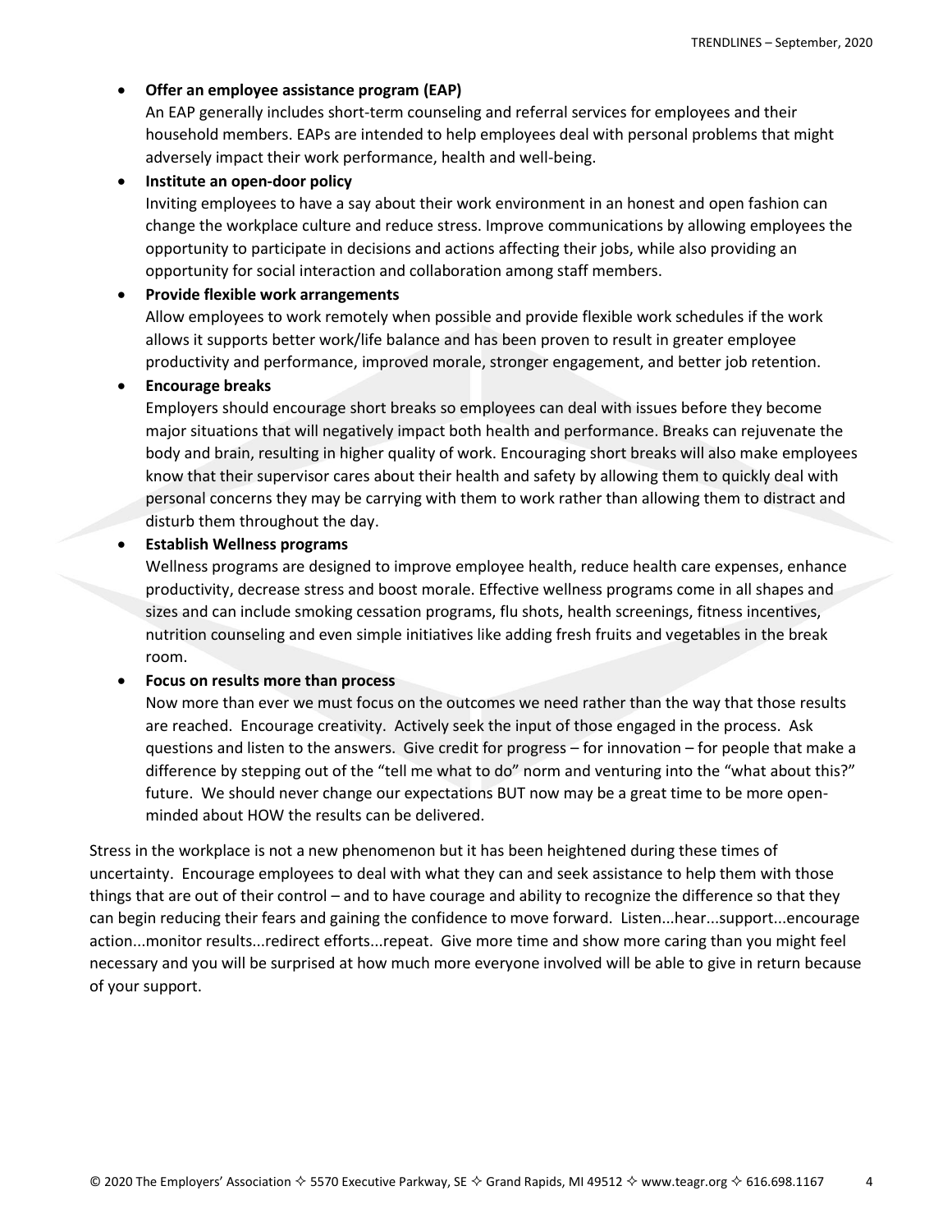- **Offer an employee assistance program (EAP)**
  An EAP generally includes short-term counseling and referral services for employees and their household members. EAPs are intended to help employees deal with personal problems that might adversely impact their work performance, health and well-being.
- **Institute an open-door policy**
  Inviting employees to have a say about their work environment in an honest and open fashion can change the workplace culture and reduce stress. Improve communications by allowing employees the opportunity to participate in decisions and actions affecting their jobs, while also providing an opportunity for social interaction and collaboration among staff members.
- **Provide flexible work arrangements**
  Allow employees to work remotely when possible and provide flexible work schedules if the work allows it supports better work/life balance and has been proven to result in greater employee productivity and performance, improved morale, stronger engagement, and better job retention.
- **Encourage breaks**
  Employers should encourage short breaks so employees can deal with issues before they become major situations that will negatively impact both health and performance. Breaks can rejuvenate the body and brain, resulting in higher quality of work. Encouraging short breaks will also make employees know that their supervisor cares about their health and safety by allowing them to quickly deal with personal concerns they may be carrying with them to work rather than allowing them to distract and disturb them throughout the day.
- **Establish Wellness programs**
  Wellness programs are designed to improve employee health, reduce health care expenses, enhance productivity, decrease stress and boost morale. Effective wellness programs come in all shapes and sizes and can include smoking cessation programs, flu shots, health screenings, fitness incentives, nutrition counseling and even simple initiatives like adding fresh fruits and vegetables in the break room.
- **Focus on results more than process**
  Now more than ever we must focus on the outcomes we need rather than the way that those results are reached. Encourage creativity. Actively seek the input of those engaged in the process. Ask questions and listen to the answers. Give credit for progress – for innovation – for people that make a difference by stepping out of the "tell me what to do" norm and venturing into the "what about this?" future. We should never change our expectations BUT now may be a great time to be more open-minded about HOW the results can be delivered.

Stress in the workplace is not a new phenomenon but it has been heightened during these times of uncertainty. Encourage employees to deal with what they can and seek assistance to help them with those things that are out of their control – and to have courage and ability to recognize the difference so that they can begin reducing their fears and gaining the confidence to move forward. Listen...hear...support...encourage action...monitor results...redirect efforts...repeat. Give more time and show more caring than you might feel necessary and you will be surprised at how much more everyone involved will be able to give in return because of your support.